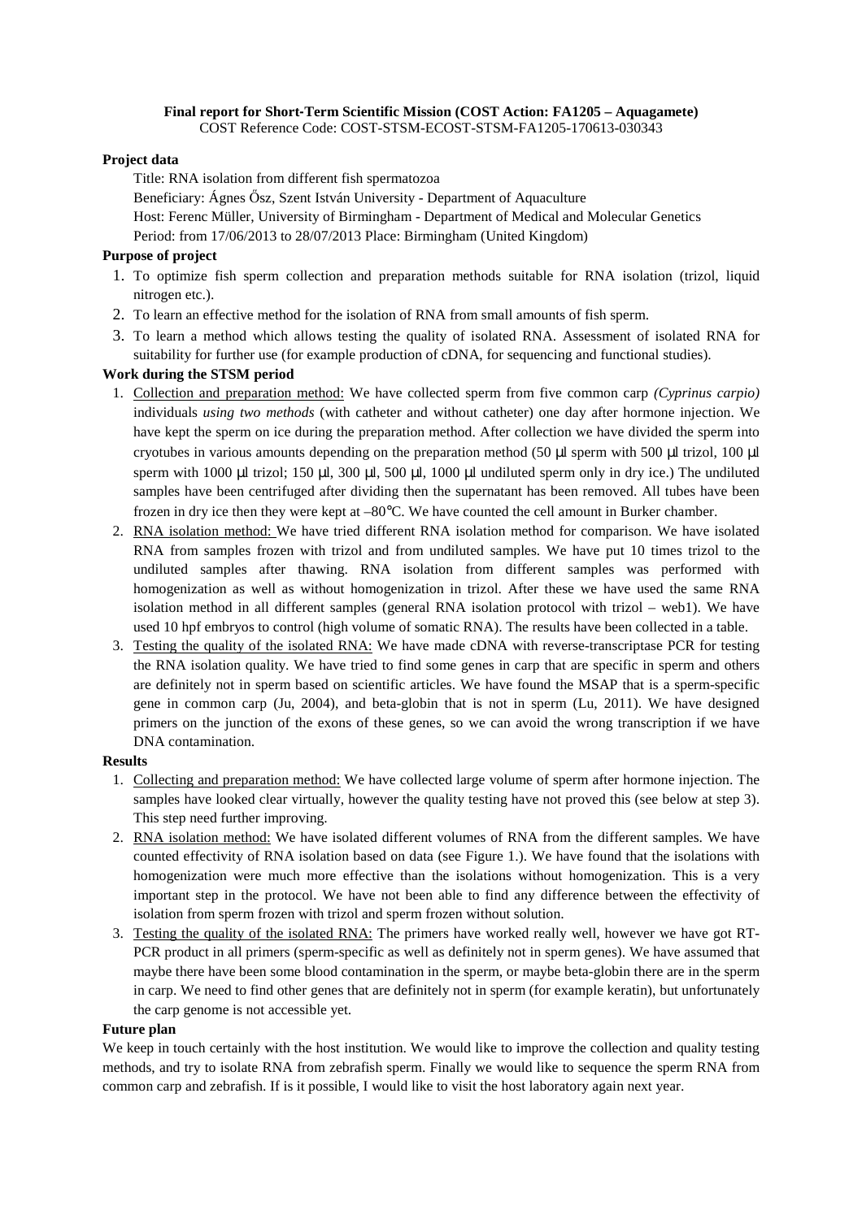**Final report for Short-Term Scientific Mission (COST Action: FA1205 – Aquagamete)**
COST Reference Code: COST-STSM-ECOST-STSM-FA1205-170613-030343

**Project data**

Title: RNA isolation from different fish spermatozoa

Beneficiary: Ágnes Ősz, Szent István University - Department of Aquaculture

Host: Ferenc Müller, University of Birmingham - Department of Medical and Molecular Genetics

Period: from 17/06/2013 to 28/07/2013 Place: Birmingham (United Kingdom)

**Purpose of project**

1. To optimize fish sperm collection and preparation methods suitable for RNA isolation (trizol, liquid nitrogen etc.).
2. To learn an effective method for the isolation of RNA from small amounts of fish sperm.
3. To learn a method which allows testing the quality of isolated RNA. Assessment of isolated RNA for suitability for further use (for example production of cDNA, for sequencing and functional studies).

**Work during the STSM period**

1. Collection and preparation method: We have collected sperm from five common carp *(Cyprinus carpio)* individuals *using two methods* (with catheter and without catheter) one day after hormone injection. We have kept the sperm on ice during the preparation method. After collection we have divided the sperm into cryotubes in various amounts depending on the preparation method (50 µl sperm with 500 µl trizol, 100 µl sperm with 1000 µl trizol; 150 µl, 300 µl, 500 µl, 1000 µl undiluted sperm only in dry ice.) The undiluted samples have been centrifuged after dividing then the supernatant has been removed. All tubes have been frozen in dry ice then they were kept at –80°C. We have counted the cell amount in Burker chamber.
2. RNA isolation method: We have tried different RNA isolation method for comparison. We have isolated RNA from samples frozen with trizol and from undiluted samples. We have put 10 times trizol to the undiluted samples after thawing. RNA isolation from different samples was performed with homogenization as well as without homogenization in trizol. After these we have used the same RNA isolation method in all different samples (general RNA isolation protocol with trizol – web1). We have used 10 hpf embryos to control (high volume of somatic RNA). The results have been collected in a table.
3. Testing the quality of the isolated RNA: We have made cDNA with reverse-transcriptase PCR for testing the RNA isolation quality. We have tried to find some genes in carp that are specific in sperm and others are definitely not in sperm based on scientific articles. We have found the MSAP that is a sperm-specific gene in common carp (Ju, 2004), and beta-globin that is not in sperm (Lu, 2011). We have designed primers on the junction of the exons of these genes, so we can avoid the wrong transcription if we have DNA contamination.

**Results**

1. Collecting and preparation method: We have collected large volume of sperm after hormone injection. The samples have looked clear virtually, however the quality testing have not proved this (see below at step 3). This step need further improving.
2. RNA isolation method: We have isolated different volumes of RNA from the different samples. We have counted effectivity of RNA isolation based on data (see Figure 1.). We have found that the isolations with homogenization were much more effective than the isolations without homogenization. This is a very important step in the protocol. We have not been able to find any difference between the effectivity of isolation from sperm frozen with trizol and sperm frozen without solution.
3. Testing the quality of the isolated RNA: The primers have worked really well, however we have got RT-PCR product in all primers (sperm-specific as well as definitely not in sperm genes). We have assumed that maybe there have been some blood contamination in the sperm, or maybe beta-globin there are in the sperm in carp. We need to find other genes that are definitely not in sperm (for example keratin), but unfortunately the carp genome is not accessible yet.

**Future plan**

We keep in touch certainly with the host institution. We would like to improve the collection and quality testing methods, and try to isolate RNA from zebrafish sperm. Finally we would like to sequence the sperm RNA from common carp and zebrafish. If is it possible, I would like to visit the host laboratory again next year.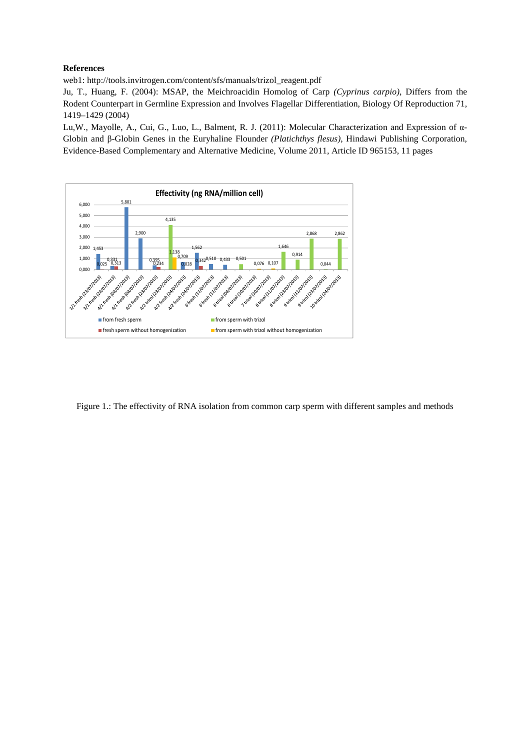**References**

web1: http://tools.invitrogen.com/content/sfs/manuals/trizol_reagent.pdf

Ju, T., Huang, F. (2004): MSAP, the Meichroacidin Homolog of Carp *(Cyprinus carpio)*, Differs from the Rodent Counterpart in Germline Expression and Involves Flagellar Differentiation, Biology Of Reproduction 71, 1419–1429 (2004)

Lu,W., Mayolle, A., Cui, G., Luo, L., Balment, R. J. (2011): Molecular Characterization and Expression of α-Globin and β-Globin Genes in the Euryhaline Flounder *(Platichthys flesus)*, Hindawi Publishing Corporation, Evidence-Based Complementary and Alternative Medicine, Volume 2011, Article ID 965153, 11 pages

Effectivity (ng RNA/million cell)

6,000
5,000
4,000
3,000
2,000
1,000
0,000

5,801
4,135
2,900
2,868
2,862
1,453
1,562
1,646
1,138
0,914
0,709
0,510
0,501
0,433
0,395
0,342
0,331
0,313
0,234
0,107
0,076
0,044
0,028
0,025

1/1 fresh (23/07/2013)
3/1 fresh (24/07/2013)
4/1 fresh (04/07/2013)
4/1 fresh (04/07/2013)
4/2 fresh (23/07/2013)
4/2 trizol (23/07/2013)
4/2 fresh (24/07/2013)
4/2 fresh (24/07/2013)
6 fresh (11/07/2013)
6 fresh (11/07/2013)
6 trizol (04/07/2013)
6 trizol (10/07/2013)
7 trizol (10/07/2013)
8 trizol (11/07/2013)
8 trizol (23/07/2013)
9 trizol (11/07/2013)
9 trizol (23/07/2013)
10 trizol (24/07/2013)

from fresh sperm
fresh sperm without homogenization
from sperm with trizol
from sperm with trizol without homogenization

Figure 1.: The effectivity of RNA isolation from common carp sperm with different samples and methods